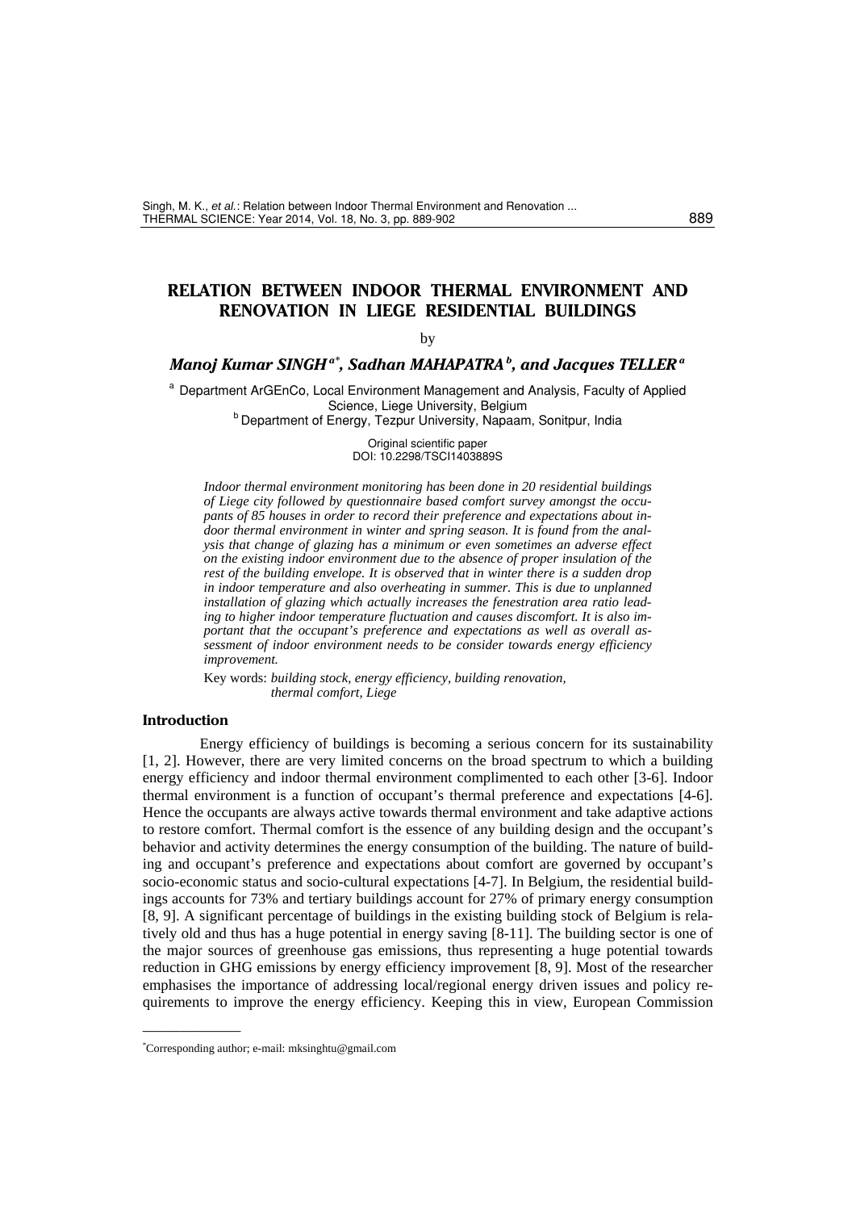# RELATION BETWEEN INDOOR THERMAL ENVIRONMENT AND RENOVATION IN LIEGE RESIDENTIAL BUILDINGS

by

***Manoj Kumar SINGH*** [a*], ***Sadhan MAHAPATRA*** [b], ***and Jacques TELLER*** [a]

[a] Department ArGEnCo, Local Environment Management and Analysis, Faculty of Applied Science, Liege University, Belgium

[b] Department of Energy, Tezpur University, Napaam, Sonitpur, India

Original scientific paper
DOI: 10.2298/TSCI1403889S

*Indoor thermal environment monitoring has been done in 20 residential buildings of Liege city followed by questionnaire based comfort survey amongst the occupants of 85 houses in order to record their preference and expectations about indoor thermal environment in winter and spring season. It is found from the analysis that change of glazing has a minimum or even sometimes an adverse effect on the existing indoor environment due to the absence of proper insulation of the rest of the building envelope. It is observed that in winter there is a sudden drop in indoor temperature and also overheating in summer. This is due to unplanned installation of glazing which actually increases the fenestration area ratio leading to higher indoor temperature fluctuation and causes discomfort. It is also important that the occupant's preference and expectations as well as overall assessment of indoor environment needs to be consider towards energy efficiency improvement.*

Key words: *building stock, energy efficiency, building renovation, thermal comfort, Liege*

## Introduction

Energy efficiency of buildings is becoming a serious concern for its sustainability [1, 2]. However, there are very limited concerns on the broad spectrum to which a building energy efficiency and indoor thermal environment complimented to each other [3-6]. Indoor thermal environment is a function of occupant's thermal preference and expectations [4-6]. Hence the occupants are always active towards thermal environment and take adaptive actions to restore comfort. Thermal comfort is the essence of any building design and the occupant's behavior and activity determines the energy consumption of the building. The nature of building and occupant's preference and expectations about comfort are governed by occupant's socio-economic status and socio-cultural expectations [4-7]. In Belgium, the residential buildings accounts for 73% and tertiary buildings account for 27% of primary energy consumption [8, 9]. A significant percentage of buildings in the existing building stock of Belgium is relatively old and thus has a huge potential in energy saving [8-11]. The building sector is one of the major sources of greenhouse gas emissions, thus representing a huge potential towards reduction in GHG emissions by energy efficiency improvement [8, 9]. Most of the researcher emphasises the importance of addressing local/regional energy driven issues and policy requirements to improve the energy efficiency. Keeping this in view, European Commission

---

*Corresponding author; e-mail: mksinghtu@gmail.com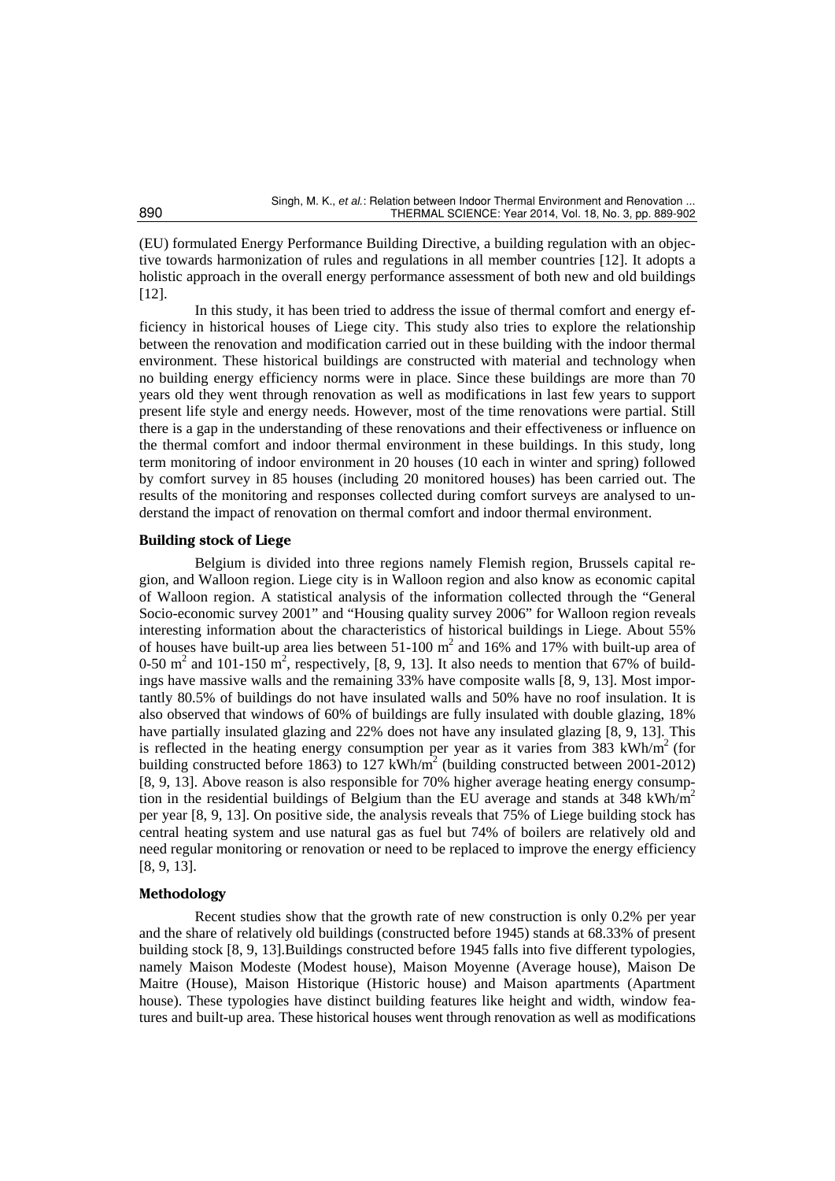(EU) formulated Energy Performance Building Directive, a building regulation with an objective towards harmonization of rules and regulations in all member countries [12]. It adopts a holistic approach in the overall energy performance assessment of both new and old buildings [12].

In this study, it has been tried to address the issue of thermal comfort and energy efficiency in historical houses of Liege city. This study also tries to explore the relationship between the renovation and modification carried out in these building with the indoor thermal environment. These historical buildings are constructed with material and technology when no building energy efficiency norms were in place. Since these buildings are more than 70 years old they went through renovation as well as modifications in last few years to support present life style and energy needs. However, most of the time renovations were partial. Still there is a gap in the understanding of these renovations and their effectiveness or influence on the thermal comfort and indoor thermal environment in these buildings. In this study, long term monitoring of indoor environment in 20 houses (10 each in winter and spring) followed by comfort survey in 85 houses (including 20 monitored houses) has been carried out. The results of the monitoring and responses collected during comfort surveys are analysed to understand the impact of renovation on thermal comfort and indoor thermal environment.

## Building stock of Liege

Belgium is divided into three regions namely Flemish region, Brussels capital region, and Walloon region. Liege city is in Walloon region and also know as economic capital of Walloon region. A statistical analysis of the information collected through the "General Socio-economic survey 2001" and "Housing quality survey 2006" for Walloon region reveals interesting information about the characteristics of historical buildings in Liege. About 55% of houses have built-up area lies between 51-100 $m^2$ and 16% and 17% with built-up area of 0-50 $m^2$ and 101-150 $m^2$, respectively, [8, 9, 13]. It also needs to mention that 67% of buildings have massive walls and the remaining 33% have composite walls [8, 9, 13]. Most importantly 80.5% of buildings do not have insulated walls and 50% have no roof insulation. It is also observed that windows of 60% of buildings are fully insulated with double glazing, 18% have partially insulated glazing and 22% does not have any insulated glazing [8, 9, 13]. This is reflected in the heating energy consumption per year as it varies from 383 $kWh/m^2$ (for building constructed before 1863) to 127 $kWh/m^2$ (building constructed between 2001-2012) [8, 9, 13]. Above reason is also responsible for 70% higher average heating energy consumption in the residential buildings of Belgium than the EU average and stands at 348 $kWh/m^2$ per year [8, 9, 13]. On positive side, the analysis reveals that 75% of Liege building stock has central heating system and use natural gas as fuel but 74% of boilers are relatively old and need regular monitoring or renovation or need to be replaced to improve the energy efficiency [8, 9, 13].

## Methodology

Recent studies show that the growth rate of new construction is only 0.2% per year and the share of relatively old buildings (constructed before 1945) stands at 68.33% of present building stock [8, 9, 13].Buildings constructed before 1945 falls into five different typologies, namely Maison Modeste (Modest house), Maison Moyenne (Average house), Maison De Maitre (House), Maison Historique (Historic house) and Maison apartments (Apartment house). These typologies have distinct building features like height and width, window features and built-up area. These historical houses went through renovation as well as modifications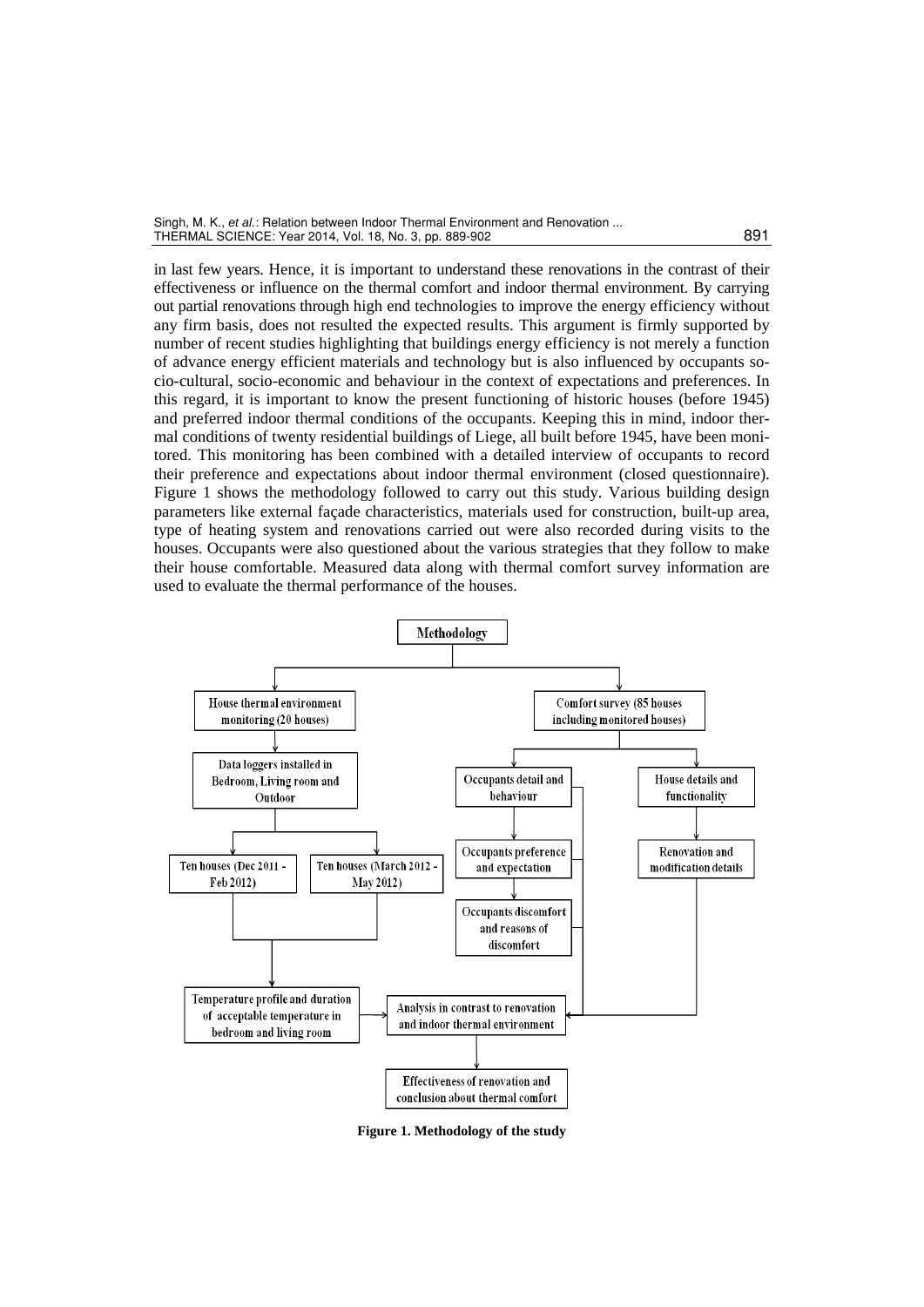in last few years. Hence, it is important to understand these renovations in the contrast of their effectiveness or influence on the thermal comfort and indoor thermal environment. By carrying out partial renovations through high end technologies to improve the energy efficiency without any firm basis, does not resulted the expected results. This argument is firmly supported by number of recent studies highlighting that buildings energy efficiency is not merely a function of advance energy efficient materials and technology but is also influenced by occupants socio-cultural, socio-economic and behaviour in the context of expectations and preferences. In this regard, it is important to know the present functioning of historic houses (before 1945) and preferred indoor thermal conditions of the occupants. Keeping this in mind, indoor thermal conditions of twenty residential buildings of Liege, all built before 1945, have been monitored. This monitoring has been combined with a detailed interview of occupants to record their preference and expectations about indoor thermal environment (closed questionnaire). Figure 1 shows the methodology followed to carry out this study. Various building design parameters like external façade characteristics, materials used for construction, built-up area, type of heating system and renovations carried out were also recorded during visits to the houses. Occupants were also questioned about the various strategies that they follow to make their house comfortable. Measured data along with thermal comfort survey information are used to evaluate the thermal performance of the houses.

**Figure 1. Methodology of the study**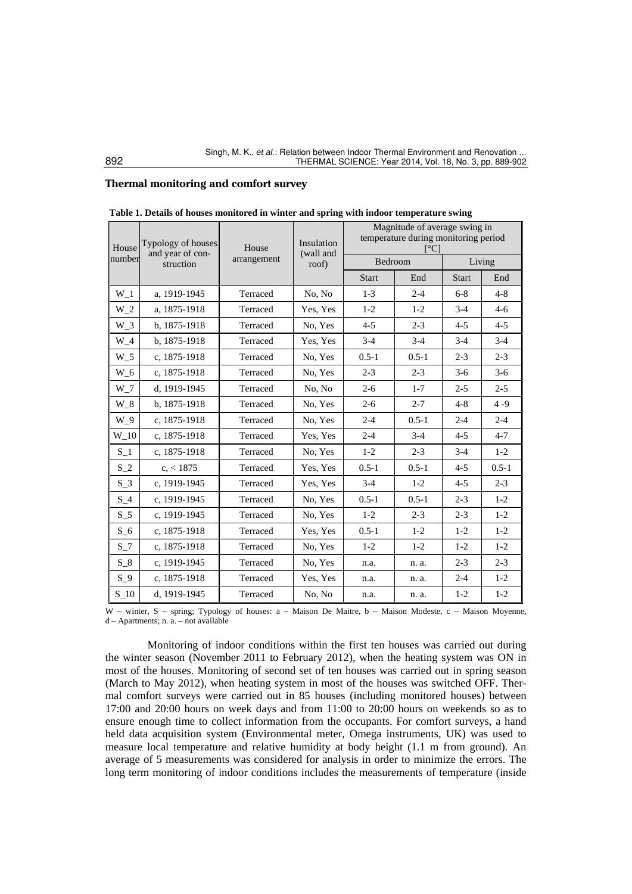### Thermal monitoring and comfort survey

**Table 1. Details of houses monitored in winter and spring with indoor temperature swing**

| House number | Typology of houses and year of construction | House arrangement | Insulation (wall and roof) | Magnitude of average swing in temperature during monitoring period [°C] | | | |
|---|---|---|---|---|---|---|---|
| | | | | Bedroom | | Living | |
| | | | | Start | End | Start | End |
| W_1 | a, 1919-1945 | Terraced | No, No | 1-3 | 2-4 | 6-8 | 4-8 |
| W_2 | a, 1875-1918 | Terraced | Yes, Yes | 1-2 | 1-2 | 3-4 | 4-6 |
| W_3 | b, 1875-1918 | Terraced | No, Yes | 4-5 | 2-3 | 4-5 | 4-5 |
| W_4 | b, 1875-1918 | Terraced | Yes, Yes | 3-4 | 3-4 | 3-4 | 3-4 |
| W_5 | c, 1875-1918 | Terraced | No, Yes | 0.5-1 | 0.5-1 | 2-3 | 2-3 |
| W_6 | c, 1875-1918 | Terraced | No, Yes | 2-3 | 2-3 | 3-6 | 3-6 |
| W_7 | d, 1919-1945 | Terraced | No, No | 2-6 | 1-7 | 2-5 | 2-5 |
| W_8 | b, 1875-1918 | Terraced | No, Yes | 2-6 | 2-7 | 4-8 | 4 -9 |
| W_9 | c, 1875-1918 | Terraced | No, Yes | 2-4 | 0.5-1 | 2-4 | 2-4 |
| W_10 | c, 1875-1918 | Terraced | Yes, Yes | 2-4 | 3-4 | 4-5 | 4-7 |
| S_1 | c, 1875-1918 | Terraced | No, Yes | 1-2 | 2-3 | 3-4 | 1-2 |
| S_2 | c, < 1875 | Terraced | Yes, Yes | 0.5-1 | 0.5-1 | 4-5 | 0.5-1 |
| S_3 | c, 1919-1945 | Terraced | Yes, Yes | 3-4 | 1-2 | 4-5 | 2-3 |
| S_4 | c, 1919-1945 | Terraced | No, Yes | 0.5-1 | 0.5-1 | 2-3 | 1-2 |
| S_5 | c, 1919-1945 | Terraced | No, Yes | 1-2 | 2-3 | 2-3 | 1-2 |
| S_6 | c, 1875-1918 | Terraced | Yes, Yes | 0.5-1 | 1-2 | 1-2 | 1-2 |
| S_7 | c, 1875-1918 | Terraced | No, Yes | 1-2 | 1-2 | 1-2 | 1-2 |
| S_8 | c, 1919-1945 | Terraced | No, Yes | n.a. | n. a. | 2-3 | 2-3 |
| S_9 | c, 1875-1918 | Terraced | Yes, Yes | n.a. | n. a. | 2-4 | 1-2 |
| S_10 | d, 1919-1945 | Terraced | No, No | n.a. | n. a. | 1-2 | 1-2 |

W – winter, S – spring; Typology of houses: a – Maison De Maitre, b – Maison Modeste, c – Maison Moyenne, d – Apartments; n. a. – not available

Monitoring of indoor conditions within the first ten houses was carried out during the winter season (November 2011 to February 2012), when the heating system was ON in most of the houses. Monitoring of second set of ten houses was carried out in spring season (March to May 2012), when heating system in most of the houses was switched OFF. Thermal comfort surveys were carried out in 85 houses (including monitored houses) between 17:00 and 20:00 hours on week days and from 11:00 to 20:00 hours on weekends so as to ensure enough time to collect information from the occupants. For comfort surveys, a hand held data acquisition system (Environmental meter, Omega instruments, UK) was used to measure local temperature and relative humidity at body height (1.1 m from ground). An average of 5 measurements was considered for analysis in order to minimize the errors. The long term monitoring of indoor conditions includes the measurements of temperature (inside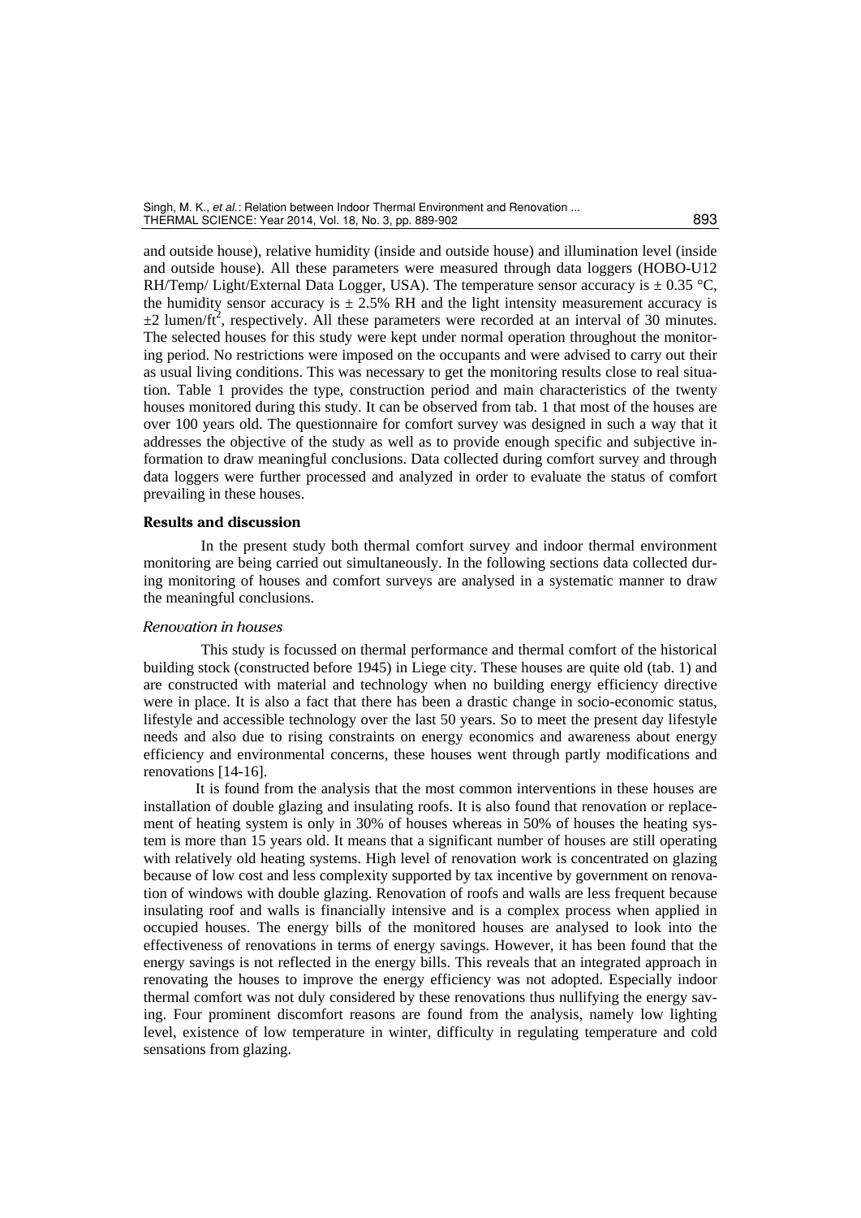and outside house), relative humidity (inside and outside house) and illumination level (inside and outside house). All these parameters were measured through data loggers (HOBO-U12 RH/Temp/ Light/External Data Logger, USA). The temperature sensor accuracy is ± 0.35 °C, the humidity sensor accuracy is ± 2.5% RH and the light intensity measurement accuracy is ±2 lumen/ft$^2$, respectively. All these parameters were recorded at an interval of 30 minutes. The selected houses for this study were kept under normal operation throughout the monitoring period. No restrictions were imposed on the occupants and were advised to carry out their as usual living conditions. This was necessary to get the monitoring results close to real situation. Table 1 provides the type, construction period and main characteristics of the twenty houses monitored during this study. It can be observed from tab. 1 that most of the houses are over 100 years old. The questionnaire for comfort survey was designed in such a way that it addresses the objective of the study as well as to provide enough specific and subjective information to draw meaningful conclusions. Data collected during comfort survey and through data loggers were further processed and analyzed in order to evaluate the status of comfort prevailing in these houses.

## Results and discussion

In the present study both thermal comfort survey and indoor thermal environment monitoring are being carried out simultaneously. In the following sections data collected during monitoring of houses and comfort surveys are analysed in a systematic manner to draw the meaningful conclusions.

### *Renovation in houses*

This study is focussed on thermal performance and thermal comfort of the historical building stock (constructed before 1945) in Liege city. These houses are quite old (tab. 1) and are constructed with material and technology when no building energy efficiency directive were in place. It is also a fact that there has been a drastic change in socio-economic status, lifestyle and accessible technology over the last 50 years. So to meet the present day lifestyle needs and also due to rising constraints on energy economics and awareness about energy efficiency and environmental concerns, these houses went through partly modifications and renovations [14-16].

It is found from the analysis that the most common interventions in these houses are installation of double glazing and insulating roofs. It is also found that renovation or replacement of heating system is only in 30% of houses whereas in 50% of houses the heating system is more than 15 years old. It means that a significant number of houses are still operating with relatively old heating systems. High level of renovation work is concentrated on glazing because of low cost and less complexity supported by tax incentive by government on renovation of windows with double glazing. Renovation of roofs and walls are less frequent because insulating roof and walls is financially intensive and is a complex process when applied in occupied houses. The energy bills of the monitored houses are analysed to look into the effectiveness of renovations in terms of energy savings. However, it has been found that the energy savings is not reflected in the energy bills. This reveals that an integrated approach in renovating the houses to improve the energy efficiency was not adopted. Especially indoor thermal comfort was not duly considered by these renovations thus nullifying the energy saving. Four prominent discomfort reasons are found from the analysis, namely low lighting level, existence of low temperature in winter, difficulty in regulating temperature and cold sensations from glazing.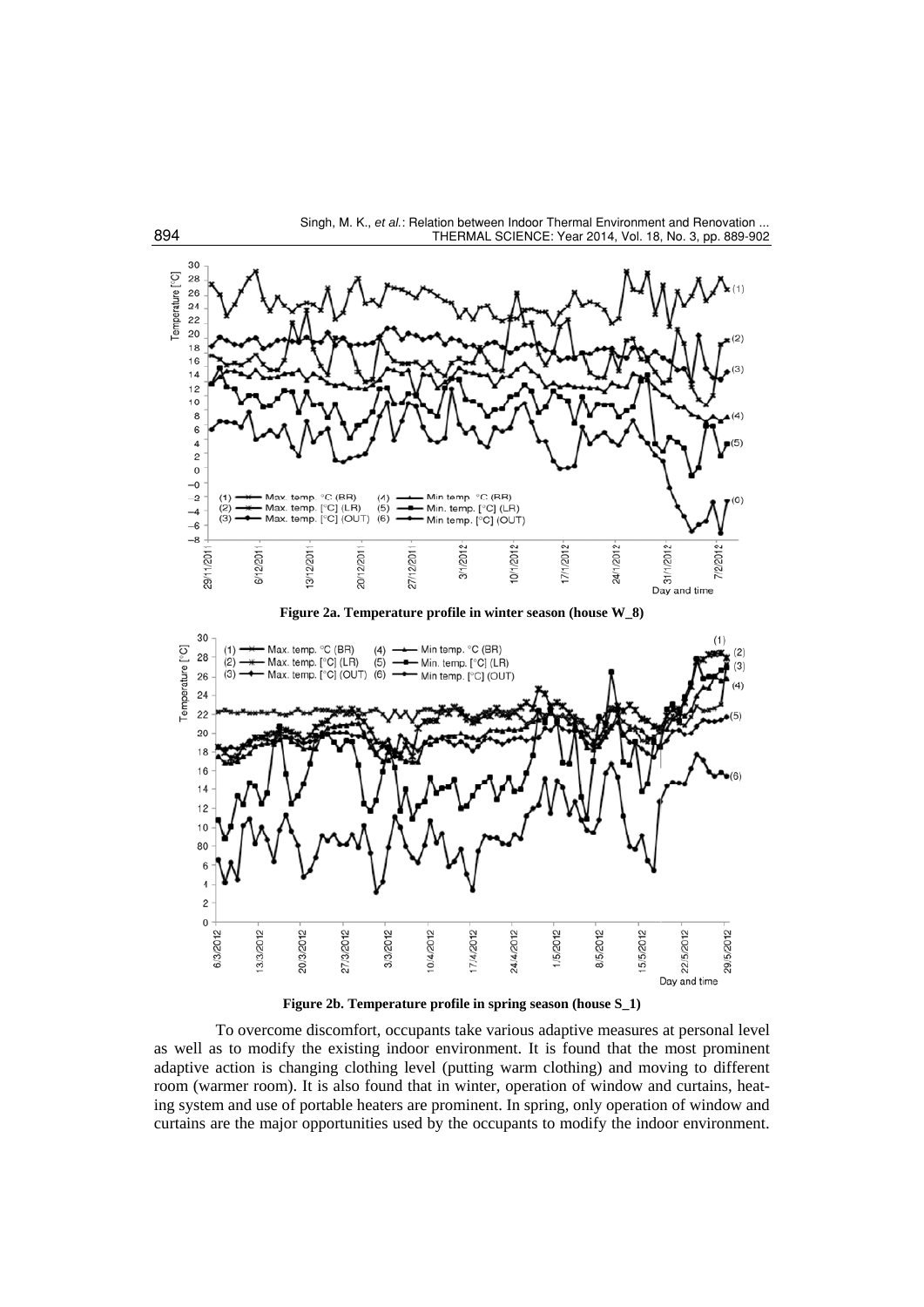**Figure 2a. Temperature profile in winter season (house W_8)**

**Figure 2b. Temperature profile in spring season (house S_1)**

To overcome discomfort, occupants take various adaptive measures at personal level as well as to modify the existing indoor environment. It is found that the most prominent adaptive action is changing clothing level (putting warm clothing) and moving to different room (warmer room). It is also found that in winter, operation of window and curtains, heating system and use of portable heaters are prominent. In spring, only operation of window and curtains are the major opportunities used by the occupants to modify the indoor environment.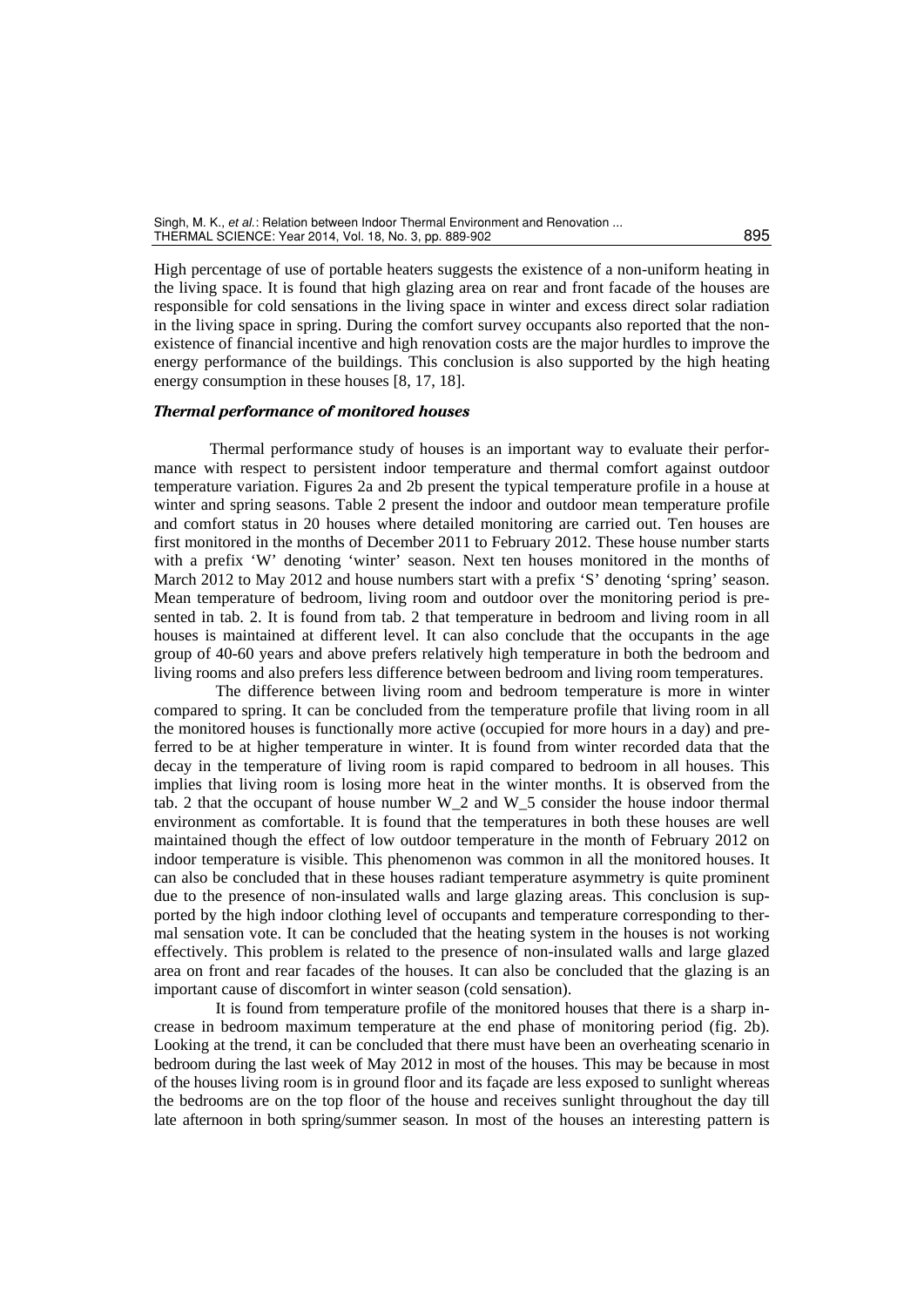High percentage of use of portable heaters suggests the existence of a non-uniform heating in the living space. It is found that high glazing area on rear and front facade of the houses are responsible for cold sensations in the living space in winter and excess direct solar radiation in the living space in spring. During the comfort survey occupants also reported that the non-existence of financial incentive and high renovation costs are the major hurdles to improve the energy performance of the buildings. This conclusion is also supported by the high heating energy consumption in these houses [8, 17, 18].

### *Thermal performance of monitored houses*

Thermal performance study of houses is an important way to evaluate their performance with respect to persistent indoor temperature and thermal comfort against outdoor temperature variation. Figures 2a and 2b present the typical temperature profile in a house at winter and spring seasons. Table 2 present the indoor and outdoor mean temperature profile and comfort status in 20 houses where detailed monitoring are carried out. Ten houses are first monitored in the months of December 2011 to February 2012. These house number starts with a prefix 'W' denoting 'winter' season. Next ten houses monitored in the months of March 2012 to May 2012 and house numbers start with a prefix 'S' denoting 'spring' season. Mean temperature of bedroom, living room and outdoor over the monitoring period is presented in tab. 2. It is found from tab. 2 that temperature in bedroom and living room in all houses is maintained at different level. It can also conclude that the occupants in the age group of 40-60 years and above prefers relatively high temperature in both the bedroom and living rooms and also prefers less difference between bedroom and living room temperatures.

The difference between living room and bedroom temperature is more in winter compared to spring. It can be concluded from the temperature profile that living room in all the monitored houses is functionally more active (occupied for more hours in a day) and preferred to be at higher temperature in winter. It is found from winter recorded data that the decay in the temperature of living room is rapid compared to bedroom in all houses. This implies that living room is losing more heat in the winter months. It is observed from the tab. 2 that the occupant of house number W_2 and W_5 consider the house indoor thermal environment as comfortable. It is found that the temperatures in both these houses are well maintained though the effect of low outdoor temperature in the month of February 2012 on indoor temperature is visible. This phenomenon was common in all the monitored houses. It can also be concluded that in these houses radiant temperature asymmetry is quite prominent due to the presence of non-insulated walls and large glazing areas. This conclusion is supported by the high indoor clothing level of occupants and temperature corresponding to thermal sensation vote. It can be concluded that the heating system in the houses is not working effectively. This problem is related to the presence of non-insulated walls and large glazed area on front and rear facades of the houses. It can also be concluded that the glazing is an important cause of discomfort in winter season (cold sensation).

It is found from temperature profile of the monitored houses that there is a sharp increase in bedroom maximum temperature at the end phase of monitoring period (fig. 2b). Looking at the trend, it can be concluded that there must have been an overheating scenario in bedroom during the last week of May 2012 in most of the houses. This may be because in most of the houses living room is in ground floor and its façade are less exposed to sunlight whereas the bedrooms are on the top floor of the house and receives sunlight throughout the day till late afternoon in both spring/summer season. In most of the houses an interesting pattern is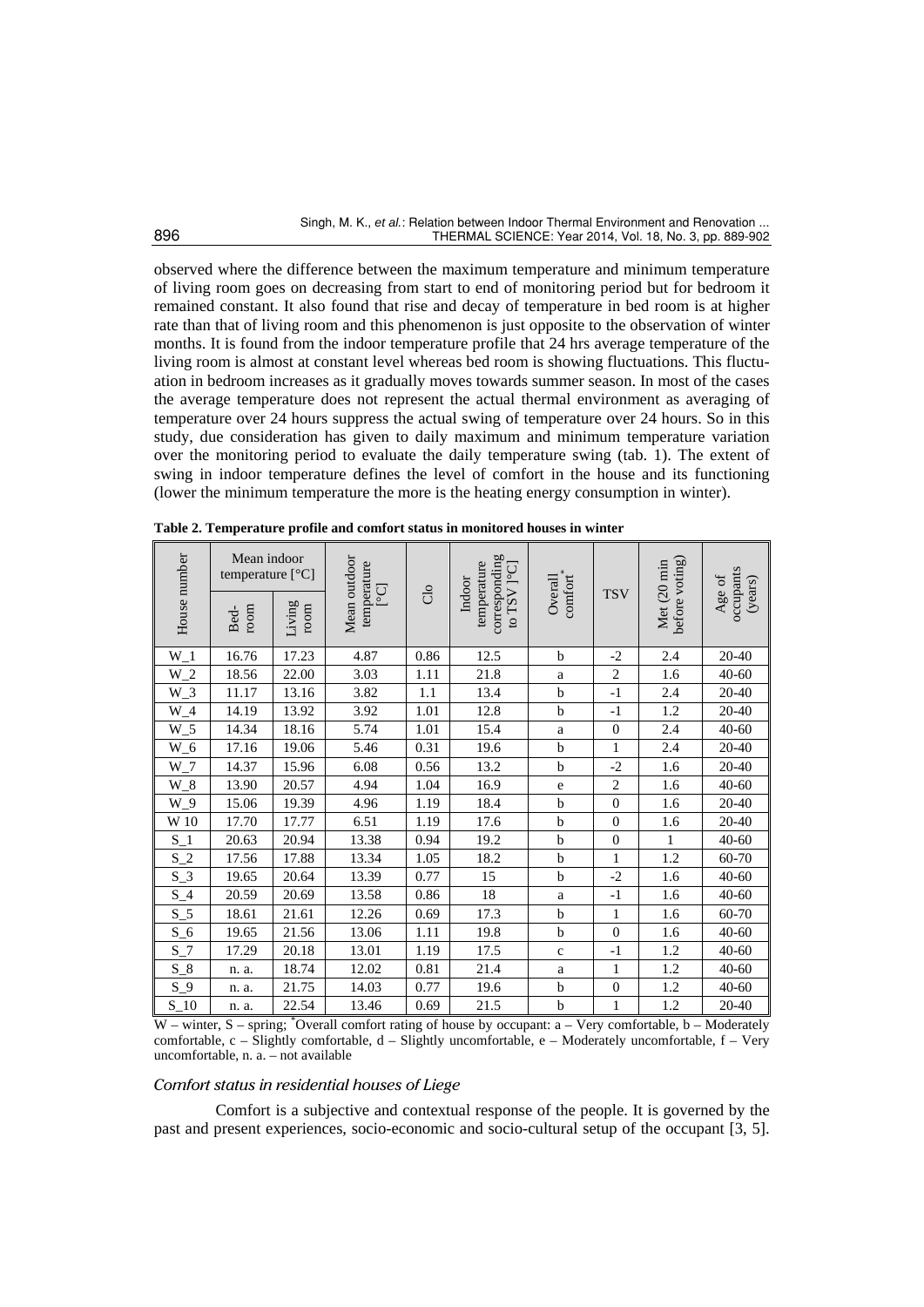observed where the difference between the maximum temperature and minimum temperature of living room goes on decreasing from start to end of monitoring period but for bedroom it remained constant. It also found that rise and decay of temperature in bed room is at higher rate than that of living room and this phenomenon is just opposite to the observation of winter months. It is found from the indoor temperature profile that 24 hrs average temperature of the living room is almost at constant level whereas bed room is showing fluctuations. This fluctuation in bedroom increases as it gradually moves towards summer season. In most of the cases the average temperature does not represent the actual thermal environment as averaging of temperature over 24 hours suppress the actual swing of temperature over 24 hours. So in this study, due consideration has given to daily maximum and minimum temperature variation over the monitoring period to evaluate the daily temperature swing (tab. 1). The extent of swing in indoor temperature defines the level of comfort in the house and its functioning (lower the minimum temperature the more is the heating energy consumption in winter).

**Table 2. Temperature profile and comfort status in monitored houses in winter**

| House number | Mean indoor temperature [°C] | | Mean outdoor temperature [°C] | Clo | Indoor temperature corresponding to TSV [°C] | Overall comfort* | TSV | Met (20 min before voting) | Age of occupants (years) |
|---|---|---|---|---|---|---|---|---|---|
| | Bed-room | Living room | | | | | | | |
| W_1 | 16.76 | 17.23 | 4.87 | 0.86 | 12.5 | b | -2 | 2.4 | 20-40 |
| W_2 | 18.56 | 22.00 | 3.03 | 1.11 | 21.8 | a | 2 | 1.6 | 40-60 |
| W_3 | 11.17 | 13.16 | 3.82 | 1.1 | 13.4 | b | -1 | 2.4 | 20-40 |
| W_4 | 14.19 | 13.92 | 3.92 | 1.01 | 12.8 | b | -1 | 1.2 | 20-40 |
| W_5 | 14.34 | 18.16 | 5.74 | 1.01 | 15.4 | a | 0 | 2.4 | 40-60 |
| W_6 | 17.16 | 19.06 | 5.46 | 0.31 | 19.6 | b | 1 | 2.4 | 20-40 |
| W_7 | 14.37 | 15.96 | 6.08 | 0.56 | 13.2 | b | -2 | 1.6 | 20-40 |
| W_8 | 13.90 | 20.57 | 4.94 | 1.04 | 16.9 | e | 2 | 1.6 | 40-60 |
| W_9 | 15.06 | 19.39 | 4.96 | 1.19 | 18.4 | b | 0 | 1.6 | 20-40 |
| W 10 | 17.70 | 17.77 | 6.51 | 1.19 | 17.6 | b | 0 | 1.6 | 20-40 |
| S_1 | 20.63 | 20.94 | 13.38 | 0.94 | 19.2 | b | 0 | 1 | 40-60 |
| S_2 | 17.56 | 17.88 | 13.34 | 1.05 | 18.2 | b | 1 | 1.2 | 60-70 |
| S_3 | 19.65 | 20.64 | 13.39 | 0.77 | 15 | b | -2 | 1.6 | 40-60 |
| S_4 | 20.59 | 20.69 | 13.58 | 0.86 | 18 | a | -1 | 1.6 | 40-60 |
| S_5 | 18.61 | 21.61 | 12.26 | 0.69 | 17.3 | b | 1 | 1.6 | 60-70 |
| S_6 | 19.65 | 21.56 | 13.06 | 1.11 | 19.8 | b | 0 | 1.6 | 40-60 |
| S_7 | 17.29 | 20.18 | 13.01 | 1.19 | 17.5 | c | -1 | 1.2 | 40-60 |
| S_8 | n. a. | 18.74 | 12.02 | 0.81 | 21.4 | a | 1 | 1.2 | 40-60 |
| S_9 | n. a. | 21.75 | 14.03 | 0.77 | 19.6 | b | 0 | 1.2 | 40-60 |
| S_10 | n. a. | 22.54 | 13.46 | 0.69 | 21.5 | b | 1 | 1.2 | 20-40 |

W – winter, S – spring; *Overall comfort rating of house by occupant: a – Very comfortable, b – Moderately comfortable, c – Slightly comfortable, d – Slightly uncomfortable, e – Moderately uncomfortable, f – Very uncomfortable, n. a. – not available

### *Comfort status in residential houses of Liege*

Comfort is a subjective and contextual response of the people. It is governed by the past and present experiences, socio-economic and socio-cultural setup of the occupant [3, 5].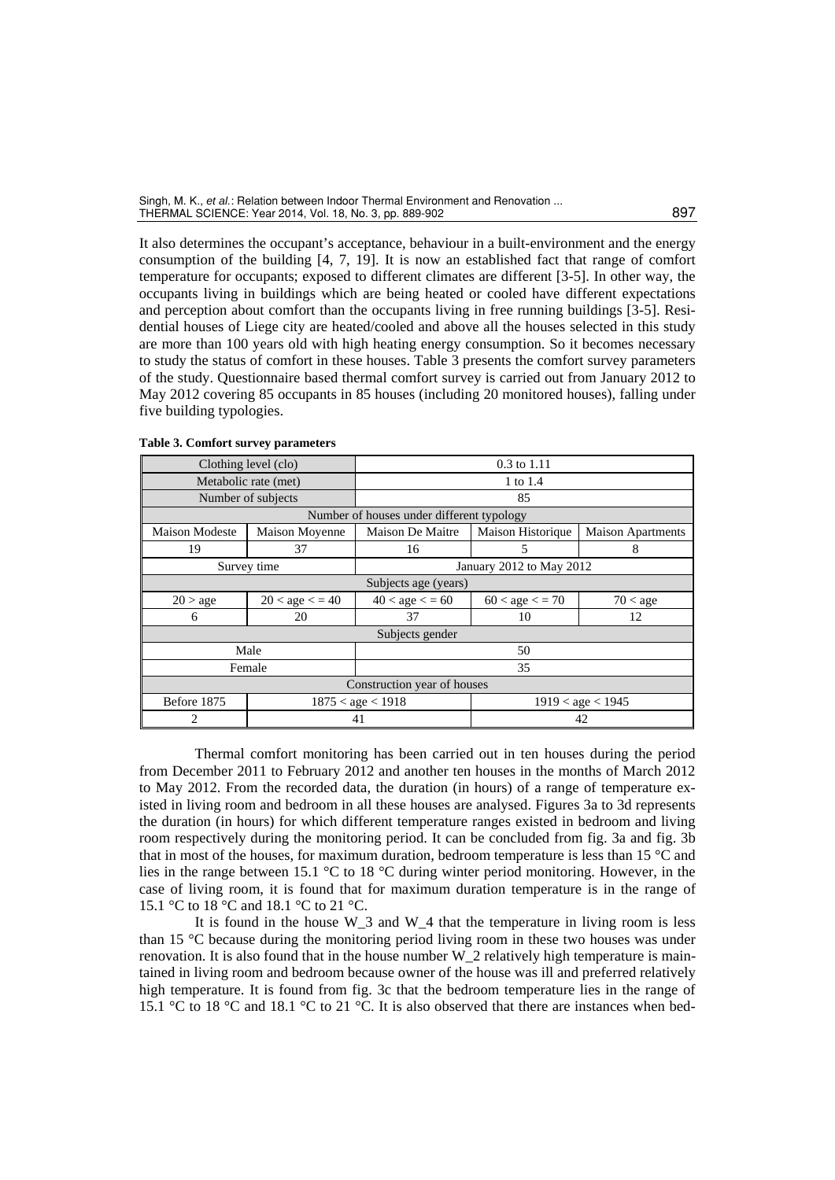It also determines the occupant's acceptance, behaviour in a built-environment and the energy consumption of the building [4, 7, 19]. It is now an established fact that range of comfort temperature for occupants; exposed to different climates are different [3-5]. In other way, the occupants living in buildings which are being heated or cooled have different expectations and perception about comfort than the occupants living in free running buildings [3-5]. Residential houses of Liege city are heated/cooled and above all the houses selected in this study are more than 100 years old with high heating energy consumption. So it becomes necessary to study the status of comfort in these houses. Table 3 presents the comfort survey parameters of the study. Questionnaire based thermal comfort survey is carried out from January 2012 to May 2012 covering 85 occupants in 85 houses (including 20 monitored houses), falling under five building typologies.

**Table 3. Comfort survey parameters**

| Clothing level (clo) | | 0.3 to 1.11 | | |
|---|---|---|---|---|
| Metabolic rate (met) | | 1 to 1.4 | | |
| Number of subjects | | 85 | | |
| Number of houses under different typology | | | | |
| Maison Modeste | Maison Moyenne | Maison De Maitre | Maison Historique | Maison Apartments |
| 19 | 37 | 16 | 5 | 8 |
| Survey time | | January 2012 to May 2012 | | |
| Subjects age (years) | | | | |
| 20 > age | 20 < age < = 40 | 40 < age < = 60 | 60 < age < = 70 | 70 < age |
| 6 | 20 | 37 | 10 | 12 |
| Subjects gender | | | | |
| Male | | 50 | | |
| Female | | 35 | | |
| Construction year of houses | | | | |
| Before 1875 | 1875 < age < 1918 | | 1919 < age < 1945 | |
| 2 | 41 | | 42 | |

Thermal comfort monitoring has been carried out in ten houses during the period from December 2011 to February 2012 and another ten houses in the months of March 2012 to May 2012. From the recorded data, the duration (in hours) of a range of temperature existed in living room and bedroom in all these houses are analysed. Figures 3a to 3d represents the duration (in hours) for which different temperature ranges existed in bedroom and living room respectively during the monitoring period. It can be concluded from fig. 3a and fig. 3b that in most of the houses, for maximum duration, bedroom temperature is less than 15 °C and lies in the range between 15.1 °C to 18 °C during winter period monitoring. However, in the case of living room, it is found that for maximum duration temperature is in the range of 15.1 °C to 18 °C and 18.1 °C to 21 °C.

It is found in the house W_3 and W_4 that the temperature in living room is less than 15 °C because during the monitoring period living room in these two houses was under renovation. It is also found that in the house number W_2 relatively high temperature is maintained in living room and bedroom because owner of the house was ill and preferred relatively high temperature. It is found from fig. 3c that the bedroom temperature lies in the range of 15.1 °C to 18 °C and 18.1 °C to 21 °C. It is also observed that there are instances when bed-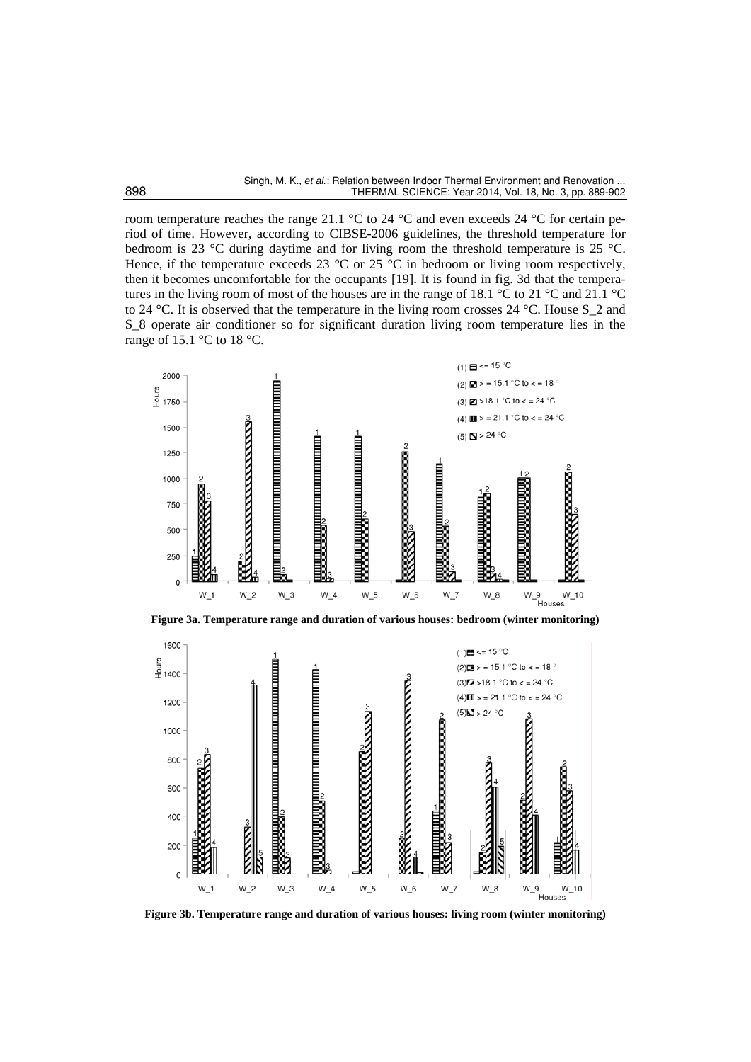room temperature reaches the range 21.1 °C to 24 °C and even exceeds 24 °C for certain period of time. However, according to CIBSE-2006 guidelines, the threshold temperature for bedroom is 23 °C during daytime and for living room the threshold temperature is 25 °C. Hence, if the temperature exceeds 23 °C or 25 °C in bedroom or living room respectively, then it becomes uncomfortable for the occupants [19]. It is found in fig. 3d that the temperatures in the living room of most of the houses are in the range of 18.1 °C to 21 °C and 21.1 °C to 24 °C. It is observed that the temperature in the living room crosses 24 °C. House S_2 and S_8 operate air conditioner so for significant duration living room temperature lies in the range of 15.1 °C to 18 °C.

**Figure 3a. Temperature range and duration of various houses: bedroom (winter monitoring)**

**Figure 3b. Temperature range and duration of various houses: living room (winter monitoring)**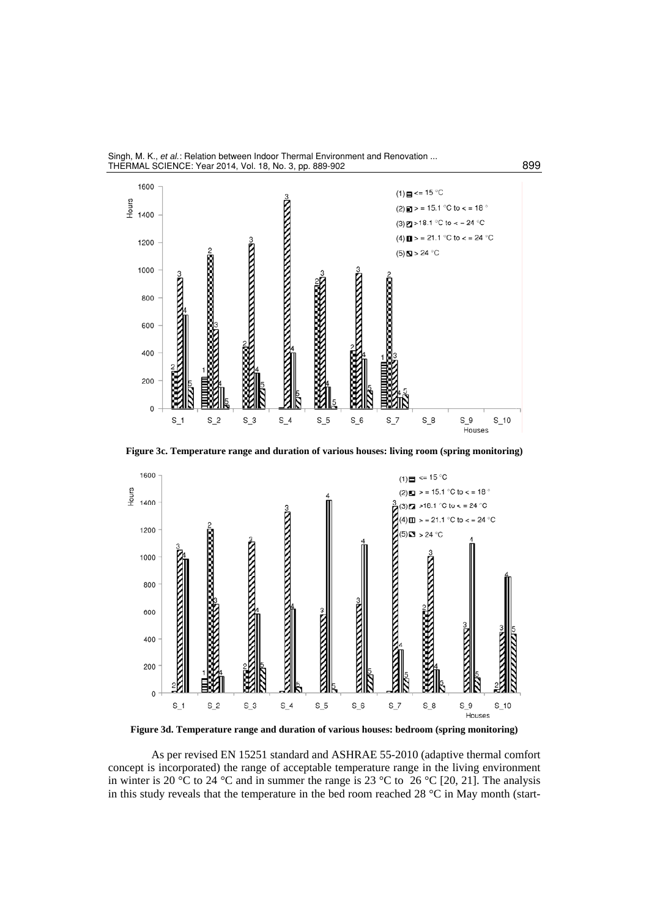**Figure 3c. Temperature range and duration of various houses: living room (spring monitoring)**

**Figure 3d. Temperature range and duration of various houses: bedroom (spring monitoring)**

As per revised EN 15251 standard and ASHRAE 55-2010 (adaptive thermal comfort concept is incorporated) the range of acceptable temperature range in the living environment in winter is 20 °C to 24 °C and in summer the range is 23 °C to 26 °C [20, 21]. The analysis in this study reveals that the temperature in the bed room reached 28 °C in May month (start-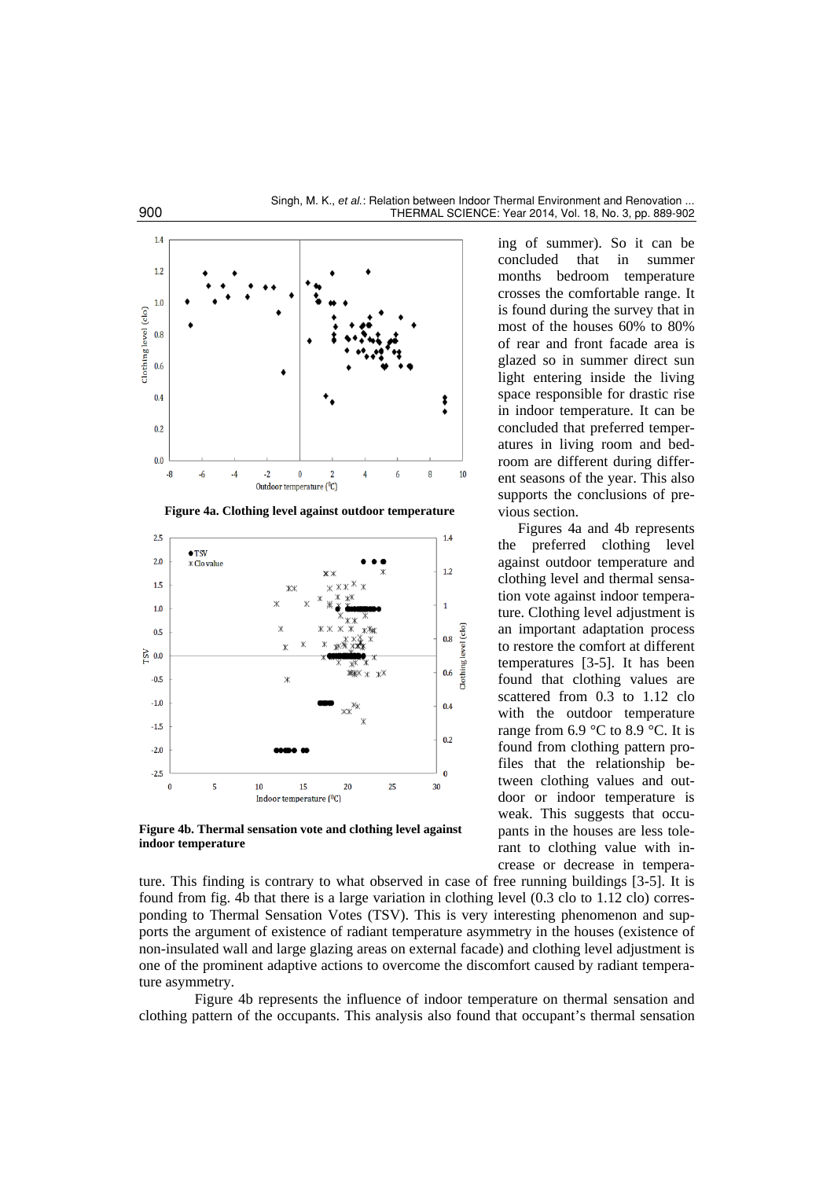ing of summer). So it can be concluded that in summer months bedroom temperature crosses the comfortable range. It is found during the survey that in most of the houses 60% to 80% of rear and front facade area is glazed so in summer direct sun light entering inside the living space responsible for drastic rise in indoor temperature. It can be concluded that preferred temperatures in living room and bedroom are different during different seasons of the year. This also supports the conclusions of previous section.

**Figure 4a. Clothing level against outdoor temperature**

**Figure 4b. Thermal sensation vote and clothing level against indoor temperature**

Figures 4a and 4b represents the preferred clothing level against outdoor temperature and clothing level and thermal sensation vote against indoor temperature. Clothing level adjustment is an important adaptation process to restore the comfort at different temperatures [3-5]. It has been found that clothing values are scattered from 0.3 to 1.12 clo with the outdoor temperature range from 6.9 °C to 8.9 °C. It is found from clothing pattern profiles that the relationship between clothing values and outdoor or indoor temperature is weak. This suggests that occupants in the houses are less tolerant to clothing value with increase or decrease in temperature. This finding is contrary to what observed in case of free running buildings [3-5]. It is found from fig. 4b that there is a large variation in clothing level (0.3 clo to 1.12 clo) corresponding to Thermal Sensation Votes (TSV). This is very interesting phenomenon and supports the argument of existence of radiant temperature asymmetry in the houses (existence of non-insulated wall and large glazing areas on external facade) and clothing level adjustment is one of the prominent adaptive actions to overcome the discomfort caused by radiant temperature asymmetry.

Figure 4b represents the influence of indoor temperature on thermal sensation and clothing pattern of the occupants. This analysis also found that occupant's thermal sensation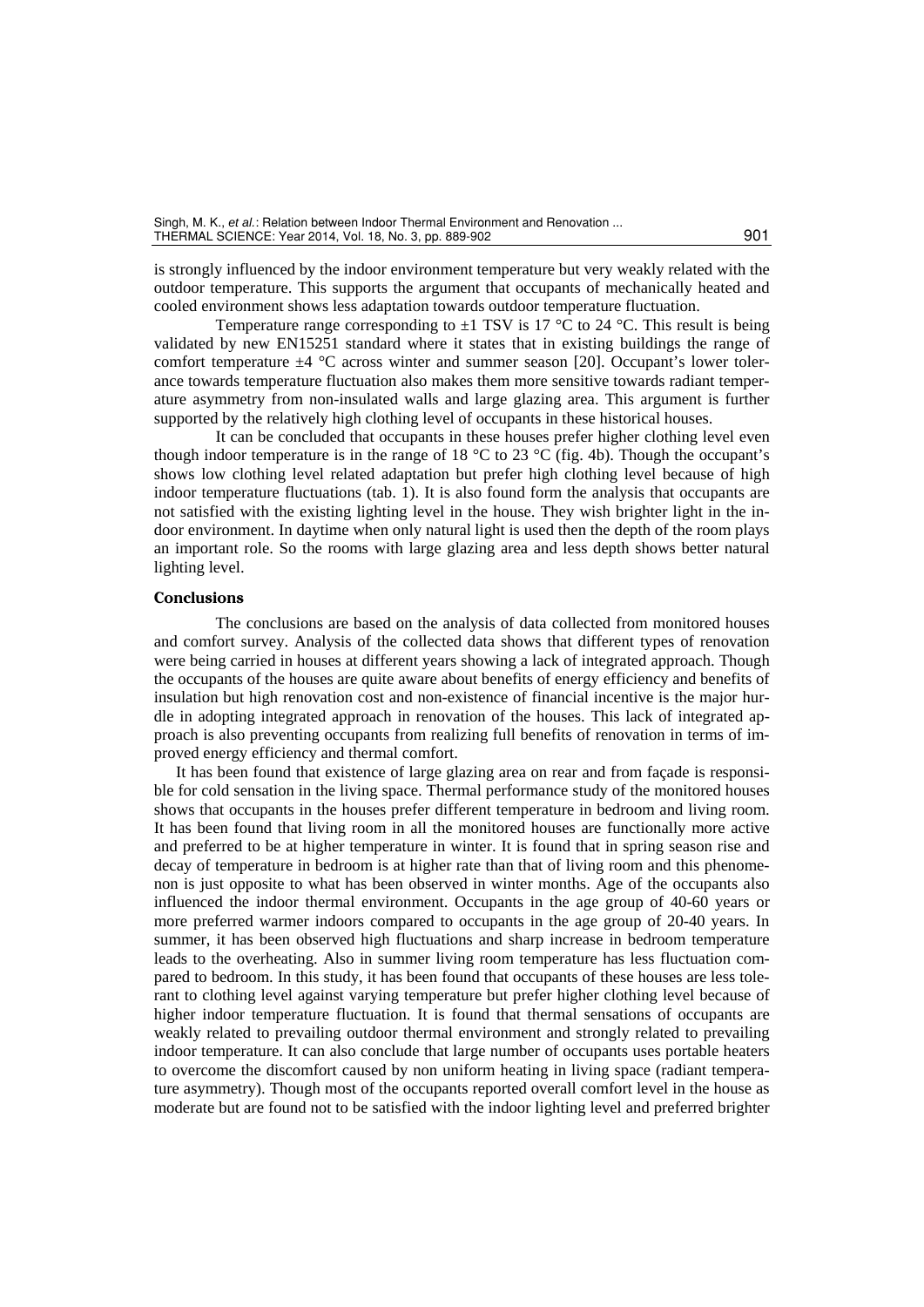is strongly influenced by the indoor environment temperature but very weakly related with the outdoor temperature. This supports the argument that occupants of mechanically heated and cooled environment shows less adaptation towards outdoor temperature fluctuation.

Temperature range corresponding to ±1 TSV is 17 °C to 24 °C. This result is being validated by new EN15251 standard where it states that in existing buildings the range of comfort temperature ±4 °C across winter and summer season [20]. Occupant's lower tolerance towards temperature fluctuation also makes them more sensitive towards radiant temperature asymmetry from non-insulated walls and large glazing area. This argument is further supported by the relatively high clothing level of occupants in these historical houses.

It can be concluded that occupants in these houses prefer higher clothing level even though indoor temperature is in the range of 18 °C to 23 °C (fig. 4b). Though the occupant's shows low clothing level related adaptation but prefer high clothing level because of high indoor temperature fluctuations (tab. 1). It is also found form the analysis that occupants are not satisfied with the existing lighting level in the house. They wish brighter light in the indoor environment. In daytime when only natural light is used then the depth of the room plays an important role. So the rooms with large glazing area and less depth shows better natural lighting level.

## Conclusions

The conclusions are based on the analysis of data collected from monitored houses and comfort survey. Analysis of the collected data shows that different types of renovation were being carried in houses at different years showing a lack of integrated approach. Though the occupants of the houses are quite aware about benefits of energy efficiency and benefits of insulation but high renovation cost and non-existence of financial incentive is the major hurdle in adopting integrated approach in renovation of the houses. This lack of integrated approach is also preventing occupants from realizing full benefits of renovation in terms of improved energy efficiency and thermal comfort.

It has been found that existence of large glazing area on rear and from façade is responsible for cold sensation in the living space. Thermal performance study of the monitored houses shows that occupants in the houses prefer different temperature in bedroom and living room. It has been found that living room in all the monitored houses are functionally more active and preferred to be at higher temperature in winter. It is found that in spring season rise and decay of temperature in bedroom is at higher rate than that of living room and this phenomenon is just opposite to what has been observed in winter months. Age of the occupants also influenced the indoor thermal environment. Occupants in the age group of 40-60 years or more preferred warmer indoors compared to occupants in the age group of 20-40 years. In summer, it has been observed high fluctuations and sharp increase in bedroom temperature leads to the overheating. Also in summer living room temperature has less fluctuation compared to bedroom. In this study, it has been found that occupants of these houses are less tolerant to clothing level against varying temperature but prefer higher clothing level because of higher indoor temperature fluctuation. It is found that thermal sensations of occupants are weakly related to prevailing outdoor thermal environment and strongly related to prevailing indoor temperature. It can also conclude that large number of occupants uses portable heaters to overcome the discomfort caused by non uniform heating in living space (radiant temperature asymmetry). Though most of the occupants reported overall comfort level in the house as moderate but are found not to be satisfied with the indoor lighting level and preferred brighter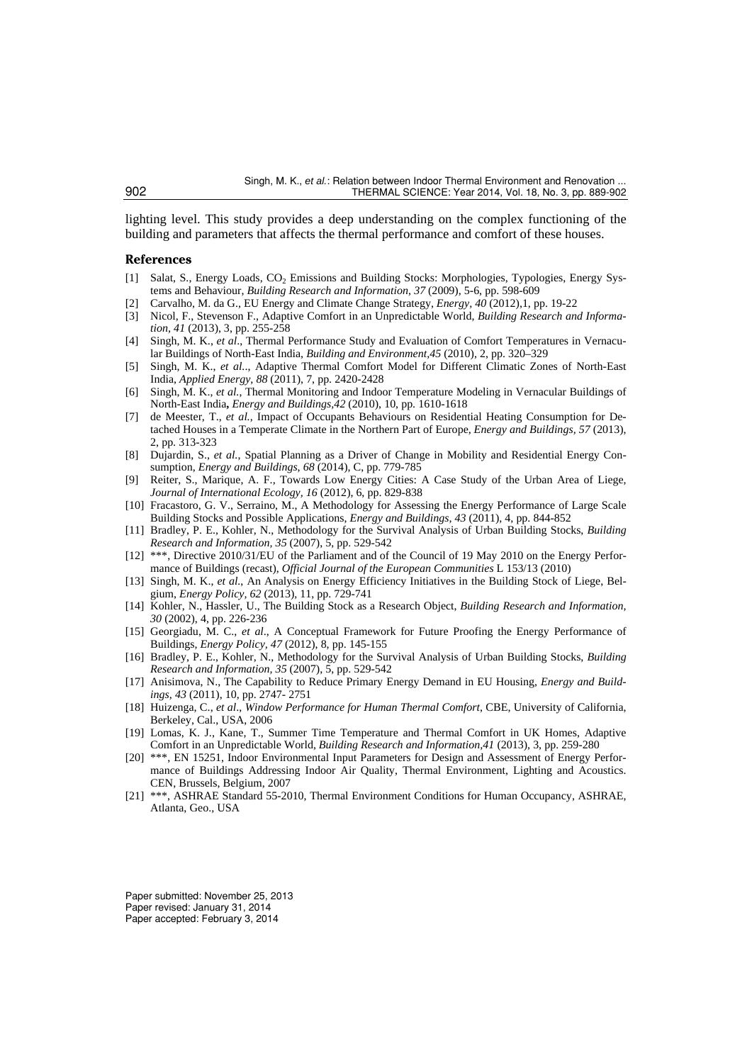lighting level. This study provides a deep understanding on the complex functioning of the building and parameters that affects the thermal performance and comfort of these houses.

## References

[1] Salat, S., Energy Loads, $CO_2$ Emissions and Building Stocks: Morphologies, Typologies, Energy Systems and Behaviour, *Building Research and Information*, *37* (2009), 5-6, pp. 598-609

[2] Carvalho, M. da G., EU Energy and Climate Change Strategy, *Energy*, *40* (2012),1, pp. 19-22

[3] Nicol, F., Stevenson F., Adaptive Comfort in an Unpredictable World, *Building Research and Information*, *41* (2013), 3, pp. 255-258

[4] Singh, M. K., *et al*., Thermal Performance Study and Evaluation of Comfort Temperatures in Vernacular Buildings of North-East India, *Building and Environment*,*45* (2010), 2, pp. 320–329

[5] Singh, M. K., *et al*.., Adaptive Thermal Comfort Model for Different Climatic Zones of North-East India, *Applied Energy*, *88* (2011), 7, pp. 2420-2428

[6] Singh, M. K., *et al.*, Thermal Monitoring and Indoor Temperature Modeling in Vernacular Buildings of North-East India**,** *Energy and Buildings*,*42* (2010), 10, pp. 1610-1618

[7] de Meester, T., *et al.*, Impact of Occupants Behaviours on Residential Heating Consumption for Detached Houses in a Temperate Climate in the Northern Part of Europe, *Energy and Buildings, 57* (2013), 2, pp. 313-323

[8] Dujardin, S., *et al.*, Spatial Planning as a Driver of Change in Mobility and Residential Energy Consumption, *Energy and Buildings*, *68* (2014), C, pp. 779-785

[9] Reiter, S., Marique, A. F., Towards Low Energy Cities: A Case Study of the Urban Area of Liege, *Journal of International Ecology, 16* (2012), 6, pp. 829-838

[10] Fracastoro, G. V., Serraino, M., A Methodology for Assessing the Energy Performance of Large Scale Building Stocks and Possible Applications, *Energy and Buildings, 43* (2011), 4, pp. 844-852

[11] Bradley, P. E., Kohler, N., Methodology for the Survival Analysis of Urban Building Stocks, *Building Research and Information, 35* (2007), 5, pp. 529-542

[12] \*\*\*, Directive 2010/31/EU of the Parliament and of the Council of 19 May 2010 on the Energy Performance of Buildings (recast), *Official Journal of the European Communities* L 153/13 (2010)

[13] Singh, M. K., *et al.*, An Analysis on Energy Efficiency Initiatives in the Building Stock of Liege, Belgium, *Energy Policy*, *62* (2013), 11, pp. 729-741

[14] Kohler, N., Hassler, U., The Building Stock as a Research Object, *Building Research and Information, 30* (2002), 4, pp. 226-236

[15] Georgiadu, M. C., *et al*., A Conceptual Framework for Future Proofing the Energy Performance of Buildings, *Energy Policy, 47* (2012), 8, pp. 145-155

[16] Bradley, P. E., Kohler, N., Methodology for the Survival Analysis of Urban Building Stocks, *Building Research and Information, 35* (2007), 5, pp. 529-542

[17] Anisimova, N., The Capability to Reduce Primary Energy Demand in EU Housing, *Energy and Buildings*, *43* (2011), 10, pp. 2747- 2751

[18] Huizenga, C., *et al*., *Window Performance for Human Thermal Comfort*, CBE, University of California, Berkeley, Cal., USA, 2006

[19] Lomas, K. J., Kane, T., Summer Time Temperature and Thermal Comfort in UK Homes, Adaptive Comfort in an Unpredictable World, *Building Research and Information*,*41* (2013), 3, pp. 259-280

[20] \*\*\*, EN 15251, Indoor Environmental Input Parameters for Design and Assessment of Energy Performance of Buildings Addressing Indoor Air Quality, Thermal Environment, Lighting and Acoustics. CEN, Brussels, Belgium, 2007

[21] \*\*\*, ASHRAE Standard 55-2010, Thermal Environment Conditions for Human Occupancy, ASHRAE, Atlanta, Geo., USA

Paper submitted: November 25, 2013
Paper revised: January 31, 2014
Paper accepted: February 3, 2014